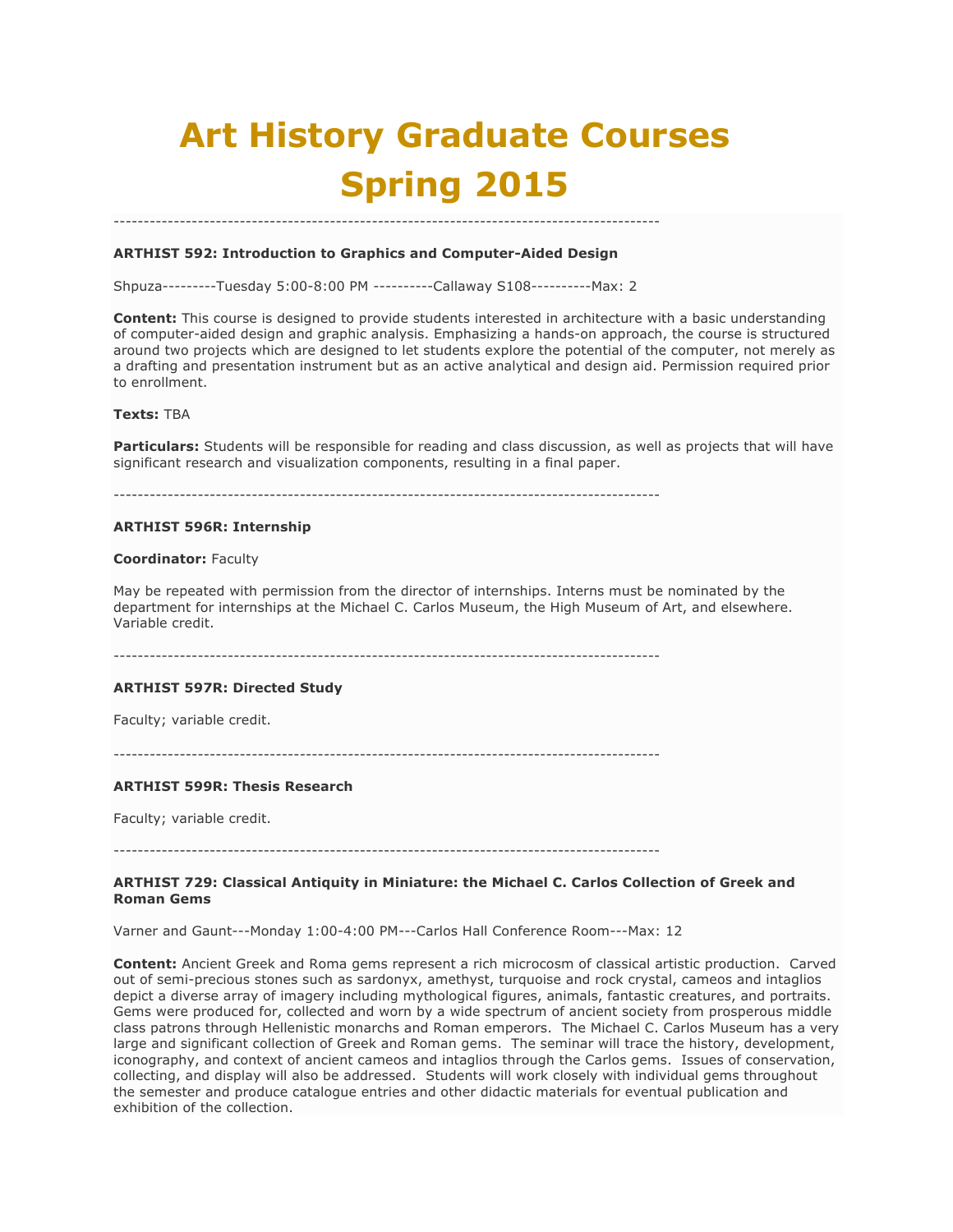# Art History Graduate Courses Spring 2015

---

**ARTHIST 592: Introduction to Graphics and Computer-Aided Design**

Shpuza---------Tuesday 5:00-8:00 PM ----------Callaway S108----------Max: 2

**Content:** This course is designed to provide students interested in architecture with a basic understanding of computer-aided design and graphic analysis. Emphasizing a hands-on approach, the course is structured around two projects which are designed to let students explore the potential of the computer, not merely as a drafting and presentation instrument but as an active analytical and design aid. Permission required prior to enrollment.

**Texts:** TBA

**Particulars:** Students will be responsible for reading and class discussion, as well as projects that will have significant research and visualization components, resulting in a final paper.

---

**ARTHIST 596R: Internship**

**Coordinator:** Faculty

May be repeated with permission from the director of internships. Interns must be nominated by the department for internships at the Michael C. Carlos Museum, the High Museum of Art, and elsewhere. Variable credit.

---

**ARTHIST 597R: Directed Study**

Faculty; variable credit.

---

**ARTHIST 599R: Thesis Research**

Faculty; variable credit.

---

**ARTHIST 729: Classical Antiquity in Miniature: the Michael C. Carlos Collection of Greek and Roman Gems**

Varner and Gaunt---Monday 1:00-4:00 PM---Carlos Hall Conference Room---Max: 12

**Content:** Ancient Greek and Roma gems represent a rich microcosm of classical artistic production. Carved out of semi-precious stones such as sardonyx, amethyst, turquoise and rock crystal, cameos and intaglios depict a diverse array of imagery including mythological figures, animals, fantastic creatures, and portraits. Gems were produced for, collected and worn by a wide spectrum of ancient society from prosperous middle class patrons through Hellenistic monarchs and Roman emperors. The Michael C. Carlos Museum has a very large and significant collection of Greek and Roman gems. The seminar will trace the history, development, iconography, and context of ancient cameos and intaglios through the Carlos gems. Issues of conservation, collecting, and display will also be addressed. Students will work closely with individual gems throughout the semester and produce catalogue entries and other didactic materials for eventual publication and exhibition of the collection.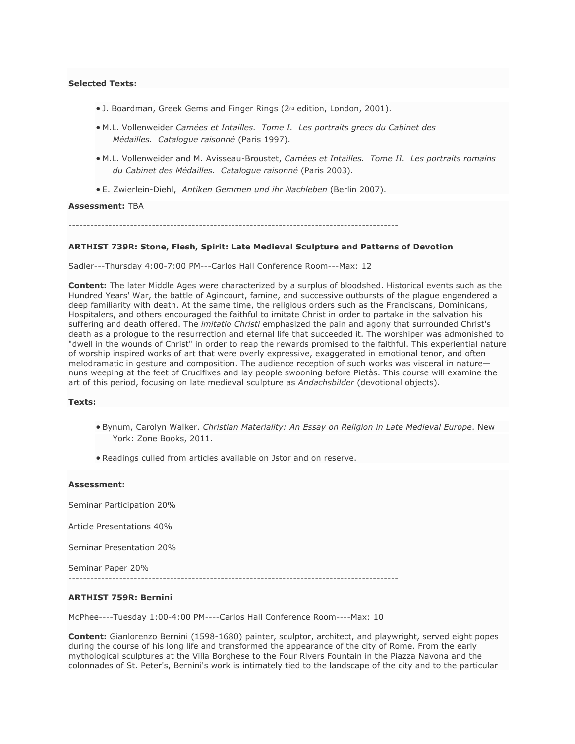**Selected Texts:**

- J. Boardman, Greek Gems and Finger Rings (2nd edition, London, 2001).
- M.L. Vollenweider *Camées et Intailles. Tome I. Les portraits grecs du Cabinet des Médailles. Catalogue raisonné* (Paris 1997).
- M.L. Vollenweider and M. Avisseau-Broustet, *Camées et Intailles. Tome II. Les portraits romains du Cabinet des Médailles. Catalogue raisonné* (Paris 2003).
- E. Zwierlein-Diehl, *Antiken Gemmen und ihr Nachleben* (Berlin 2007).

**Assessment:** TBA

------------------------------------------------------------------------------------------

**ARTHIST 739R: Stone, Flesh, Spirit: Late Medieval Sculpture and Patterns of Devotion**

Sadler---Thursday 4:00-7:00 PM---Carlos Hall Conference Room---Max: 12

**Content:** The later Middle Ages were characterized by a surplus of bloodshed. Historical events such as the Hundred Years' War, the battle of Agincourt, famine, and successive outbursts of the plague engendered a deep familiarity with death. At the same time, the religious orders such as the Franciscans, Dominicans, Hospitalers, and others encouraged the faithful to imitate Christ in order to partake in the salvation his suffering and death offered. The *imitatio Christi* emphasized the pain and agony that surrounded Christ's death as a prologue to the resurrection and eternal life that succeeded it. The worshiper was admonished to "dwell in the wounds of Christ" in order to reap the rewards promised to the faithful. This experiential nature of worship inspired works of art that were overly expressive, exaggerated in emotional tenor, and often melodramatic in gesture and composition. The audience reception of such works was visceral in nature—nuns weeping at the feet of Crucifixes and lay people swooning before Pietàs. This course will examine the art of this period, focusing on late medieval sculpture as *Andachsbilder* (devotional objects).

**Texts:**

- Bynum, Carolyn Walker. *Christian Materiality: An Essay on Religion in Late Medieval Europe*. New York: Zone Books, 2011.
- Readings culled from articles available on Jstor and on reserve.

**Assessment:**

Seminar Participation 20%

Article Presentations 40%

Seminar Presentation 20%

Seminar Paper 20%

------------------------------------------------------------------------------------------

**ARTHIST 759R: Bernini**

McPhee----Tuesday 1:00-4:00 PM----Carlos Hall Conference Room----Max: 10

**Content:** Gianlorenzo Bernini (1598-1680) painter, sculptor, architect, and playwright, served eight popes during the course of his long life and transformed the appearance of the city of Rome. From the early mythological sculptures at the Villa Borghese to the Four Rivers Fountain in the Piazza Navona and the colonnades of St. Peter's, Bernini's work is intimately tied to the landscape of the city and to the particular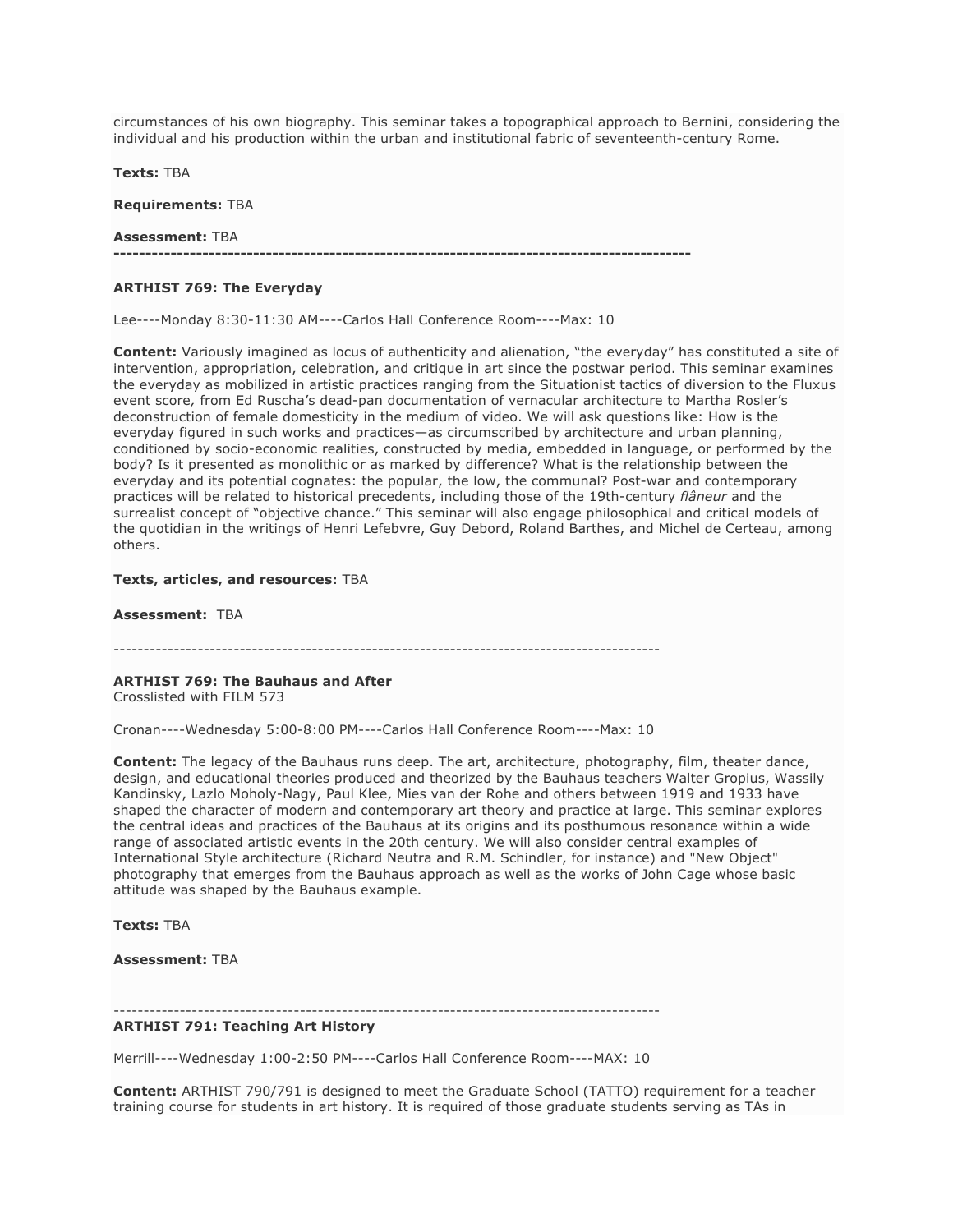circumstances of his own biography. This seminar takes a topographical approach to Bernini, considering the individual and his production within the urban and institutional fabric of seventeenth-century Rome.

**Texts:** TBA

**Requirements:** TBA

**Assessment:** TBA

---

### ARTHIST 769: The Everyday

Lee----Monday 8:30-11:30 AM----Carlos Hall Conference Room----Max: 10

**Content:** Variously imagined as locus of authenticity and alienation, "the everyday" has constituted a site of intervention, appropriation, celebration, and critique in art since the postwar period. This seminar examines the everyday as mobilized in artistic practices ranging from the Situationist tactics of diversion to the Fluxus event score*,* from Ed Ruscha's dead-pan documentation of vernacular architecture to Martha Rosler's deconstruction of female domesticity in the medium of video. We will ask questions like: How is the everyday figured in such works and practices—as circumscribed by architecture and urban planning, conditioned by socio-economic realities, constructed by media, embedded in language, or performed by the body? Is it presented as monolithic or as marked by difference? What is the relationship between the everyday and its potential cognates: the popular, the low, the communal? Post-war and contemporary practices will be related to historical precedents, including those of the 19th-century *flâneur* and the surrealist concept of "objective chance." This seminar will also engage philosophical and critical models of the quotidian in the writings of Henri Lefebvre, Guy Debord, Roland Barthes, and Michel de Certeau, among others.

**Texts, articles, and resources:** TBA

**Assessment:** TBA

---

### ARTHIST 769: The Bauhaus and After

Crosslisted with FILM 573

Cronan----Wednesday 5:00-8:00 PM----Carlos Hall Conference Room----Max: 10

**Content:** The legacy of the Bauhaus runs deep. The art, architecture, photography, film, theater dance, design, and educational theories produced and theorized by the Bauhaus teachers Walter Gropius, Wassily Kandinsky, Lazlo Moholy-Nagy, Paul Klee, Mies van der Rohe and others between 1919 and 1933 have shaped the character of modern and contemporary art theory and practice at large. This seminar explores the central ideas and practices of the Bauhaus at its origins and its posthumous resonance within a wide range of associated artistic events in the 20th century. We will also consider central examples of International Style architecture (Richard Neutra and R.M. Schindler, for instance) and "New Object" photography that emerges from the Bauhaus approach as well as the works of John Cage whose basic attitude was shaped by the Bauhaus example.

**Texts:** TBA

**Assessment:** TBA

---

### ARTHIST 791: Teaching Art History

Merrill----Wednesday 1:00-2:50 PM----Carlos Hall Conference Room----MAX: 10

**Content:** ARTHIST 790/791 is designed to meet the Graduate School (TATTO) requirement for a teacher training course for students in art history. It is required of those graduate students serving as TAs in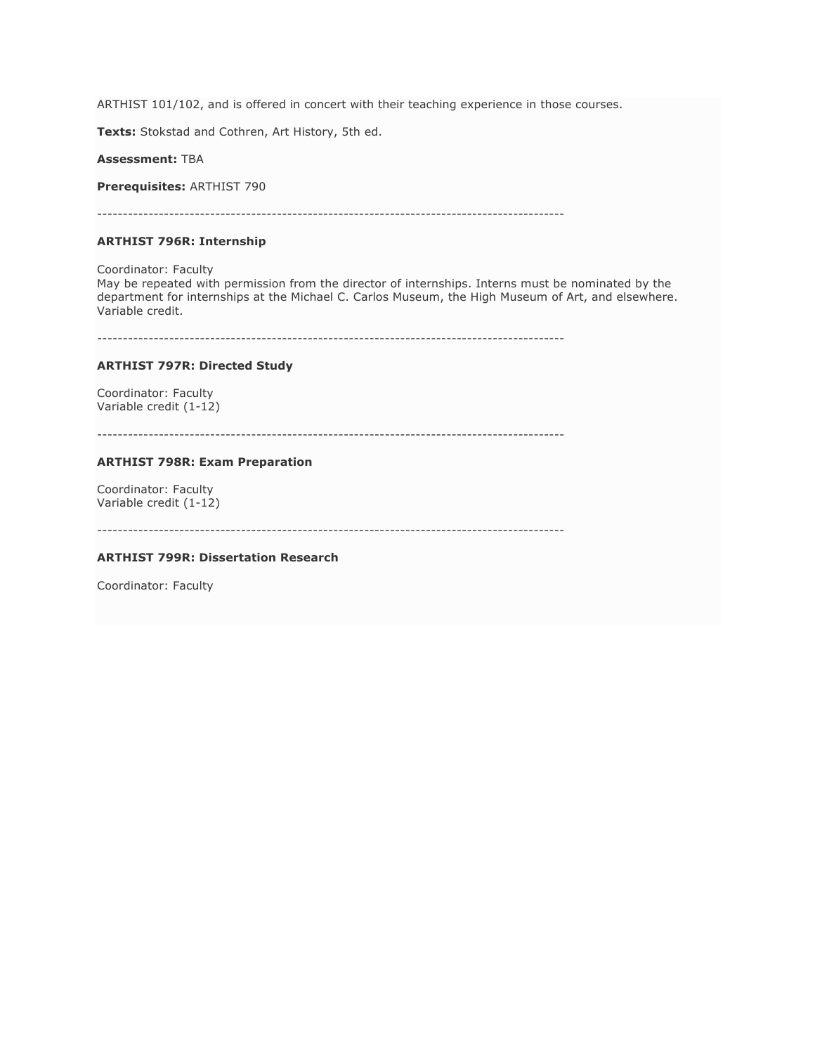ARTHIST 101/102, and is offered in concert with their teaching experience in those courses.

**Texts:** Stokstad and Cothren, Art History, 5th ed.

**Assessment:** TBA

**Prerequisites:** ARTHIST 790

------------------------------------------------------------------------------------------

**ARTHIST 796R: Internship**

Coordinator: Faculty
May be repeated with permission from the director of internships. Interns must be nominated by the department for internships at the Michael C. Carlos Museum, the High Museum of Art, and elsewhere. Variable credit.

------------------------------------------------------------------------------------------

**ARTHIST 797R: Directed Study**

Coordinator: Faculty
Variable credit (1-12)

------------------------------------------------------------------------------------------

**ARTHIST 798R: Exam Preparation**

Coordinator: Faculty
Variable credit (1-12)

------------------------------------------------------------------------------------------

**ARTHIST 799R: Dissertation Research**

Coordinator: Faculty